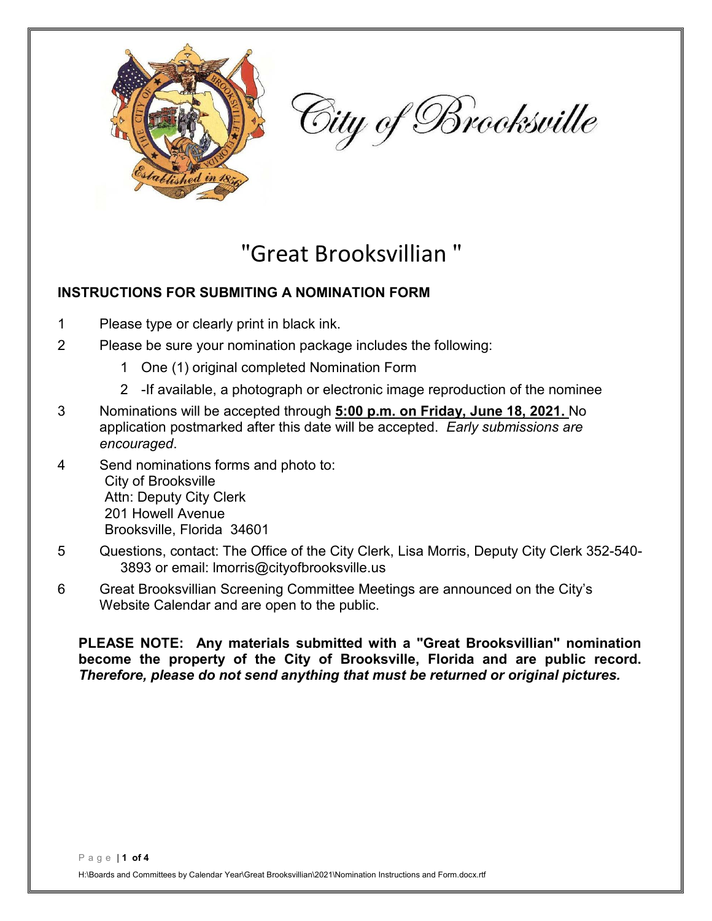City of Brooksville

# "Great Brooksvillian "

## INSTRUCTIONS FOR SUBMITING A NOMINATION FORM

1. Please type or clearly print in black ink.
2. Please be sure your nomination package includes the following:
   1. One (1) original completed Nomination Form
   2. -If available, a photograph or electronic image reproduction of the nominee
3. Nominations will be accepted through **5:00 p.m. on Friday, June 18, 2021.** No application postmarked after this date will be accepted. *Early submissions are encouraged*.
4. Send nominations forms and photo to:
   City of Brooksville
   Attn: Deputy City Clerk
   201 Howell Avenue
   Brooksville, Florida 34601
5. Questions, contact: The Office of the City Clerk, Lisa Morris, Deputy City Clerk 352-540-3893 or email: lmorris@cityofbrooksville.us
6. Great Brooksvillian Screening Committee Meetings are announced on the City's Website Calendar and are open to the public.

**PLEASE NOTE: Any materials submitted with a "Great Brooksvillian" nomination become the property of the City of Brooksville, Florida and are public record.** ***Therefore, please do not send anything that must be returned or original pictures.***

H:\Boards and Committees by Calendar Year\Great Brooksvillian\2021\Nomination Instructions and Form.docx.rtf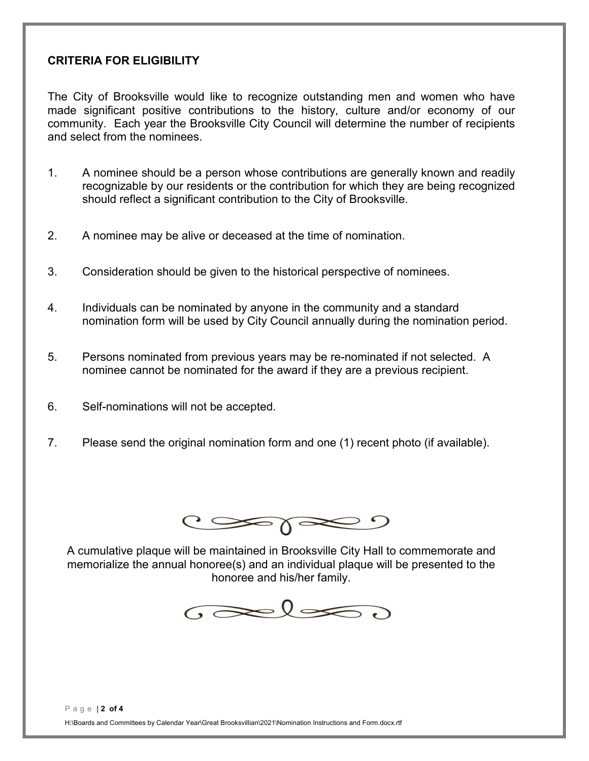## CRITERIA FOR ELIGIBILITY

The City of Brooksville would like to recognize outstanding men and women who have made significant positive contributions to the history, culture and/or economy of our community. Each year the Brooksville City Council will determine the number of recipients and select from the nominees.

1. A nominee should be a person whose contributions are generally known and readily recognizable by our residents or the contribution for which they are being recognized should reflect a significant contribution to the City of Brooksville.

2. A nominee may be alive or deceased at the time of nomination.

3. Consideration should be given to the historical perspective of nominees.

4. Individuals can be nominated by anyone in the community and a standard nomination form will be used by City Council annually during the nomination period.

5. Persons nominated from previous years may be re-nominated if not selected. A nominee cannot be nominated for the award if they are a previous recipient.

6. Self-nominations will not be accepted.

7. Please send the original nomination form and one (1) recent photo (if available).

A cumulative plaque will be maintained in Brooksville City Hall to commemorate and memorialize the annual honoree(s) and an individual plaque will be presented to the honoree and his/her family.

H:\Boards and Committees by Calendar Year\Great Brooksvillian\2021\Nomination Instructions and Form.docx.rtf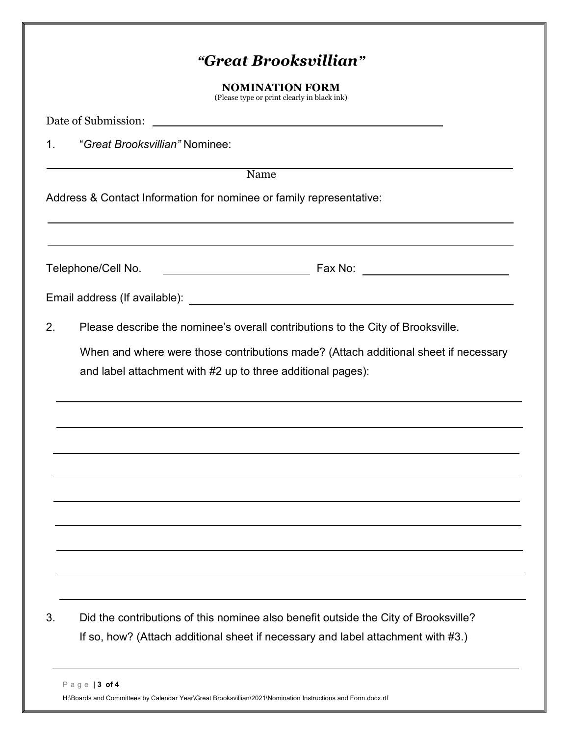# *"Great Brooksvillian"*

**NOMINATION FORM**
(Please type or print clearly in black ink)

Date of Submission: ________________________________________

1. "*Great Brooksvillian"* Nominee:

______________________________________________________________
Name

Address & Contact Information for nominee or family representative:

______________________________________________________________

______________________________________________________________

Telephone/Cell No. ______________________ Fax No: ______________________

Email address (If available): ________________________________________

2. Please describe the nominee's overall contributions to the City of Brooksville.

   When and where were those contributions made? (Attach additional sheet if necessary and label attachment with #2 up to three additional pages):

______________________________________________________________

______________________________________________________________

______________________________________________________________

______________________________________________________________

______________________________________________________________

______________________________________________________________

______________________________________________________________

______________________________________________________________

______________________________________________________________

3. Did the contributions of this nominee also benefit outside the City of Brooksville? If so, how? (Attach additional sheet if necessary and label attachment with #3.)

______________________________________________________________

H:\Boards and Committees by Calendar Year\Great Brooksvillian\2021\Nomination Instructions and Form.docx.rtf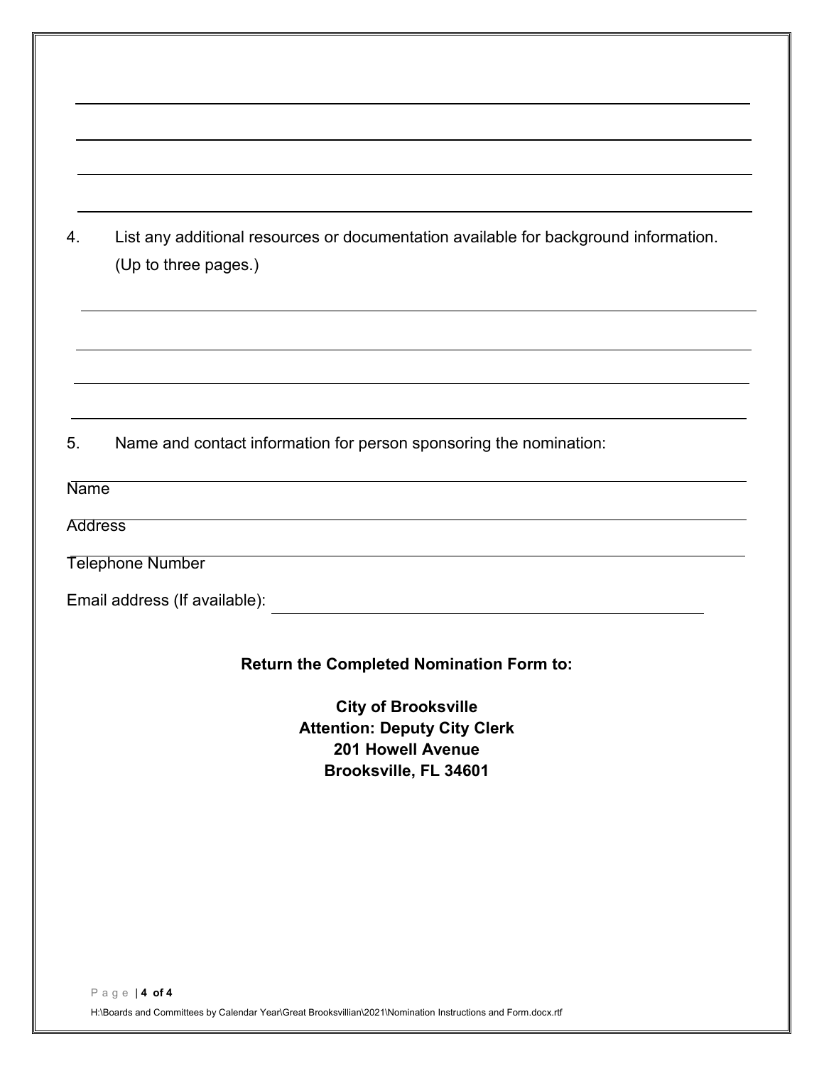4. List any additional resources or documentation available for background information. (Up to three pages.)

5. Name and contact information for person sponsoring the nomination:

Name

Address

Telephone Number

Email address (If available):

**Return the Completed Nomination Form to:**

**City of Brooksville**
**Attention: Deputy City Clerk**
**201 Howell Avenue**
**Brooksville, FL 34601**

H:\Boards and Committees by Calendar Year\Great Brooksvillian\2021\Nomination Instructions and Form.docx.rtf